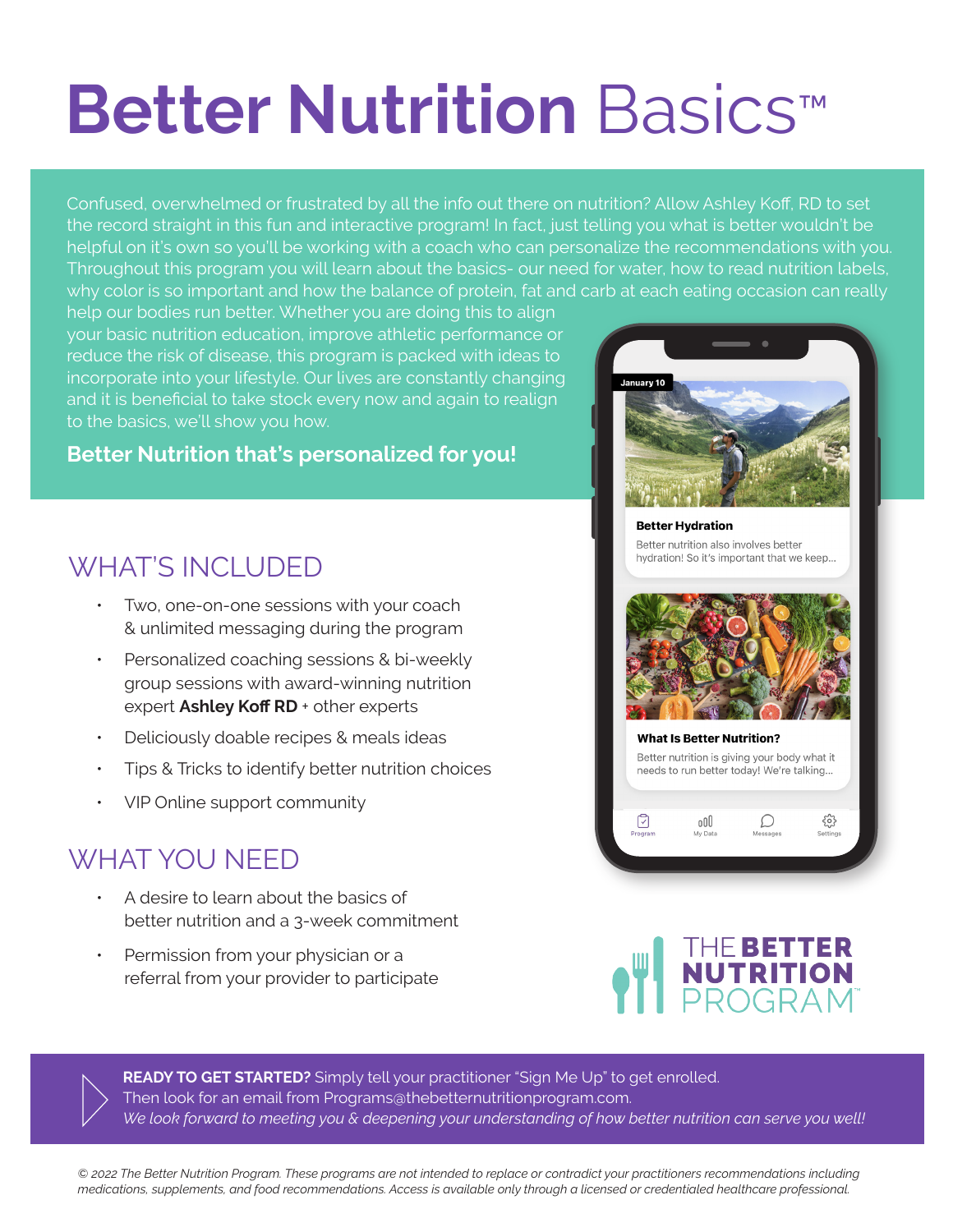# Better Nutrition Basics™

Confused, overwhelmed or frustrated by all the info out there on nutrition? Allow Ashley Koff, RD to set the record straight in this fun and interactive program! In fact, just telling you what is better wouldn't be helpful on it's own so you'll be working with a coach who can personalize the recommendations with you. Throughout this program you will learn about the basics- our need for water, how to read nutrition labels, why color is so important and how the balance of protein, fat and carb at each eating occasion can really help our bodies run better. Whether you are doing this to align your basic nutrition education, improve athletic performance or reduce the risk of disease, this program is packed with ideas to incorporate into your lifestyle. Our lives are constantly changing and it is beneficial to take stock every now and again to realign to the basics, we'll show you how.

**Better Nutrition that's personalized for you!**

January 10

**Better Hydration**

Better nutrition also involves better hydration! So it's important that we keep...

**What Is Better Nutrition?**

Better nutrition is giving your body what it needs to run better today! We're talking...

Program | My Data | Messages | Settings

## WHAT'S INCLUDED

- Two, one-on-one sessions with your coach & unlimited messaging during the program
- Personalized coaching sessions & bi-weekly group sessions with award-winning nutrition expert **Ashley Koff RD** + other experts
- Deliciously doable recipes & meals ideas
- Tips & Tricks to identify better nutrition choices
- VIP Online support community

## WHAT YOU NEED

- A desire to learn about the basics of better nutrition and a 3-week commitment
- Permission from your physician or a referral from your provider to participate

THE **BETTER NUTRITION** PROGRAM™

**READY TO GET STARTED?** Simply tell your practitioner "Sign Me Up" to get enrolled.
Then look for an email from Programs@thebetternutritionprogram.com.
*We look forward to meeting you & deepening your understanding of how better nutrition can serve you well!*

*© 2022 The Better Nutrition Program. These programs are not intended to replace or contradict your practitioners recommendations including medications, supplements, and food recommendations. Access is available only through a licensed or credentialed healthcare professional.*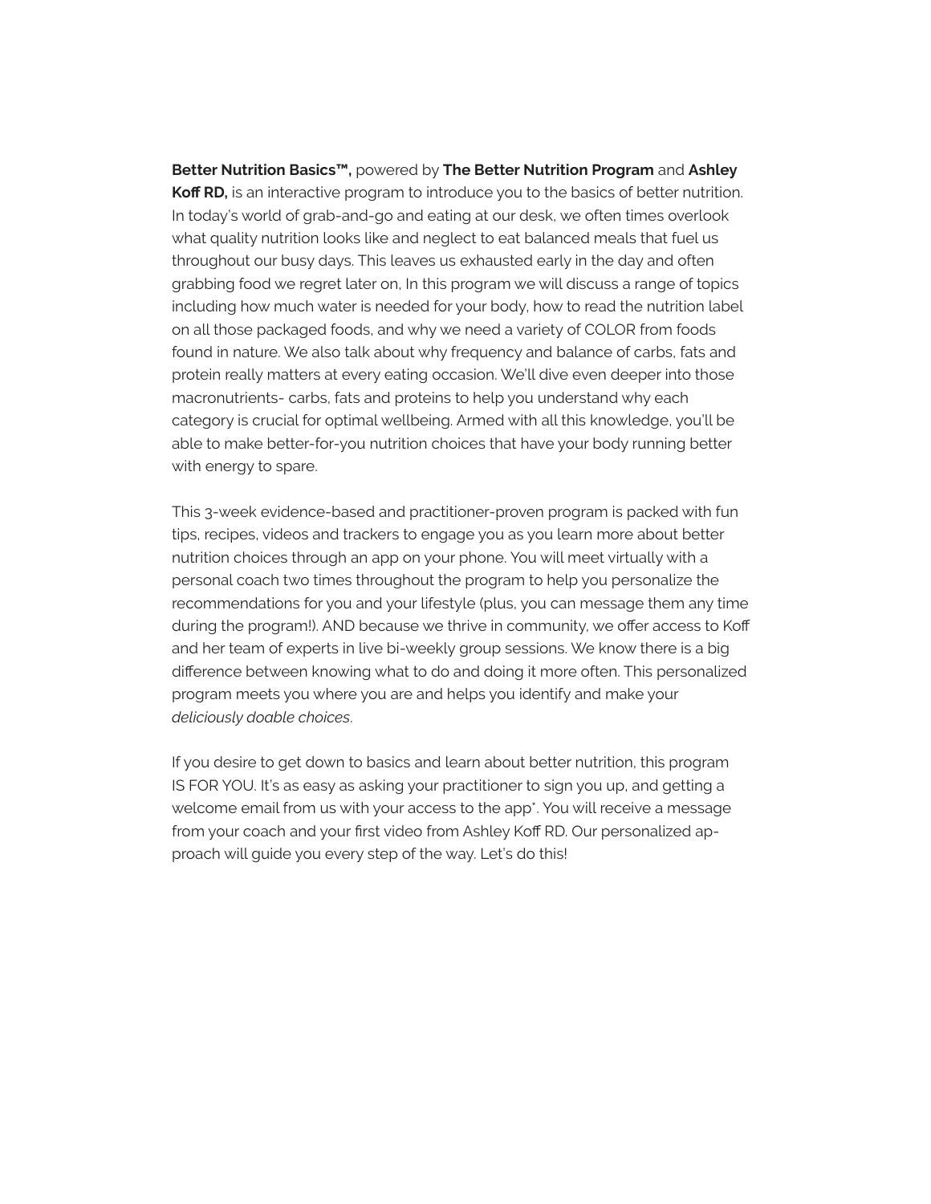**Better Nutrition Basics™,** powered by **The Better Nutrition Program** and **Ashley Koff RD,** is an interactive program to introduce you to the basics of better nutrition. In today's world of grab-and-go and eating at our desk, we often times overlook what quality nutrition looks like and neglect to eat balanced meals that fuel us throughout our busy days. This leaves us exhausted early in the day and often grabbing food we regret later on, In this program we will discuss a range of topics including how much water is needed for your body, how to read the nutrition label on all those packaged foods, and why we need a variety of COLOR from foods found in nature. We also talk about why frequency and balance of carbs, fats and protein really matters at every eating occasion. We'll dive even deeper into those macronutrients- carbs, fats and proteins to help you understand why each category is crucial for optimal wellbeing. Armed with all this knowledge, you'll be able to make better-for-you nutrition choices that have your body running better with energy to spare.

This 3-week evidence-based and practitioner-proven program is packed with fun tips, recipes, videos and trackers to engage you as you learn more about better nutrition choices through an app on your phone. You will meet virtually with a personal coach two times throughout the program to help you personalize the recommendations for you and your lifestyle (plus, you can message them any time during the program!). AND because we thrive in community, we offer access to Koff and her team of experts in live bi-weekly group sessions. We know there is a big difference between knowing what to do and doing it more often. This personalized program meets you where you are and helps you identify and make your *deliciously doable choices*.

If you desire to get down to basics and learn about better nutrition, this program IS FOR YOU. It's as easy as asking your practitioner to sign you up, and getting a welcome email from us with your access to the app*. You will receive a message from your coach and your first video from Ashley Koff RD. Our personalized approach will guide you every step of the way. Let's do this!